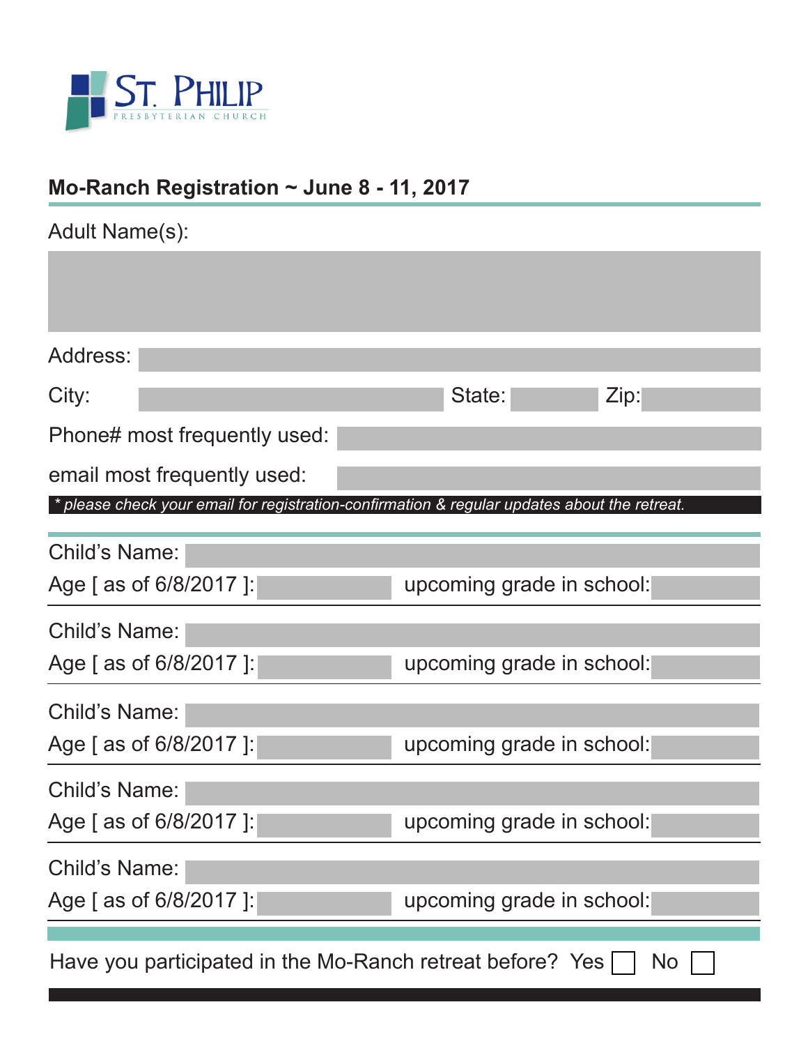ST. PHILIP
PRESBYTERIAN CHURCH

## Mo-Ranch Registration ~ June 8 - 11, 2017

Adult Name(s):

Address:

City: State: Zip:

Phone# most frequently used:

email most frequently used:

*\* please check your email for registration-confirmation & regular updates about the retreat.*

Child's Name:

Age [ as of 6/8/2017 ]: upcoming grade in school:

Child's Name:

Age [ as of 6/8/2017 ]: upcoming grade in school:

Child's Name:

Age [ as of 6/8/2017 ]: upcoming grade in school:

Child's Name:

Age [ as of 6/8/2017 ]: upcoming grade in school:

Child's Name:

Age [ as of 6/8/2017 ]: upcoming grade in school:

Have you participated in the Mo-Ranch retreat before? Yes ☐ No ☐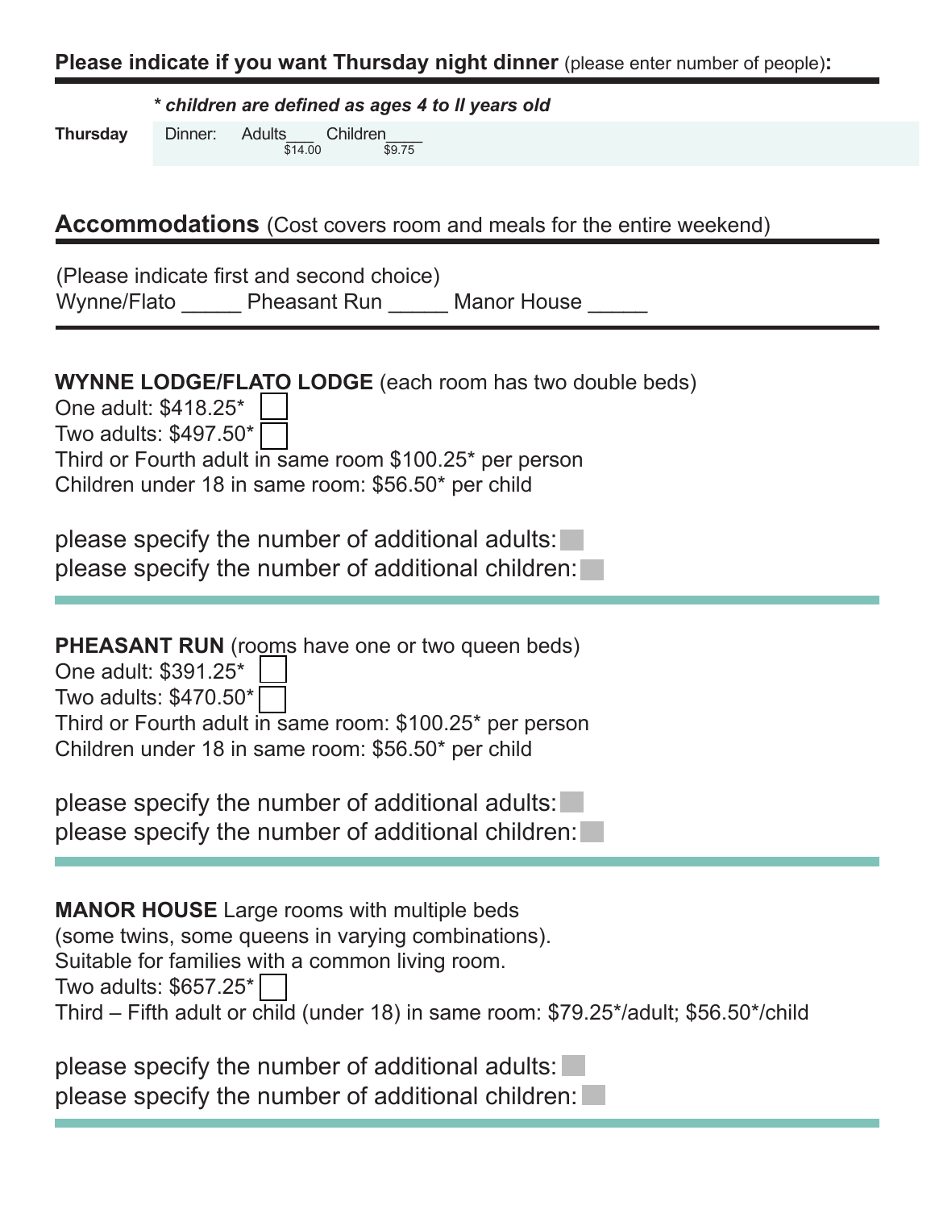**Please indicate if you want Thursday night dinner** (please enter number of people)**:**

***\* children are defined as ages 4 to ll years old***

**Thursday** Dinner: Adults___ Children____
$14.00 $9.75

## **Accommodations** (Cost covers room and meals for the entire weekend)

(Please indicate first and second choice)
Wynne/Flato _____ Pheasant Run _____ Manor House _____

**WYNNE LODGE/FLATO LODGE** (each room has two double beds)
One adult: $418.25* ☐
Two adults: $497.50* ☐
Third or Fourth adult in same room $100.25* per person
Children under 18 in same room: $56.50* per child

please specify the number of additional adults:
please specify the number of additional children:

**PHEASANT RUN** (rooms have one or two queen beds)
One adult: $391.25* ☐
Two adults: $470.50* ☐
Third or Fourth adult in same room: $100.25* per person
Children under 18 in same room: $56.50* per child

please specify the number of additional adults:
please specify the number of additional children:

**MANOR HOUSE** Large rooms with multiple beds
(some twins, some queens in varying combinations).
Suitable for families with a common living room.
Two adults: $657.25* ☐
Third – Fifth adult or child (under 18) in same room: $79.25*/adult; $56.50*/child

please specify the number of additional adults:
please specify the number of additional children: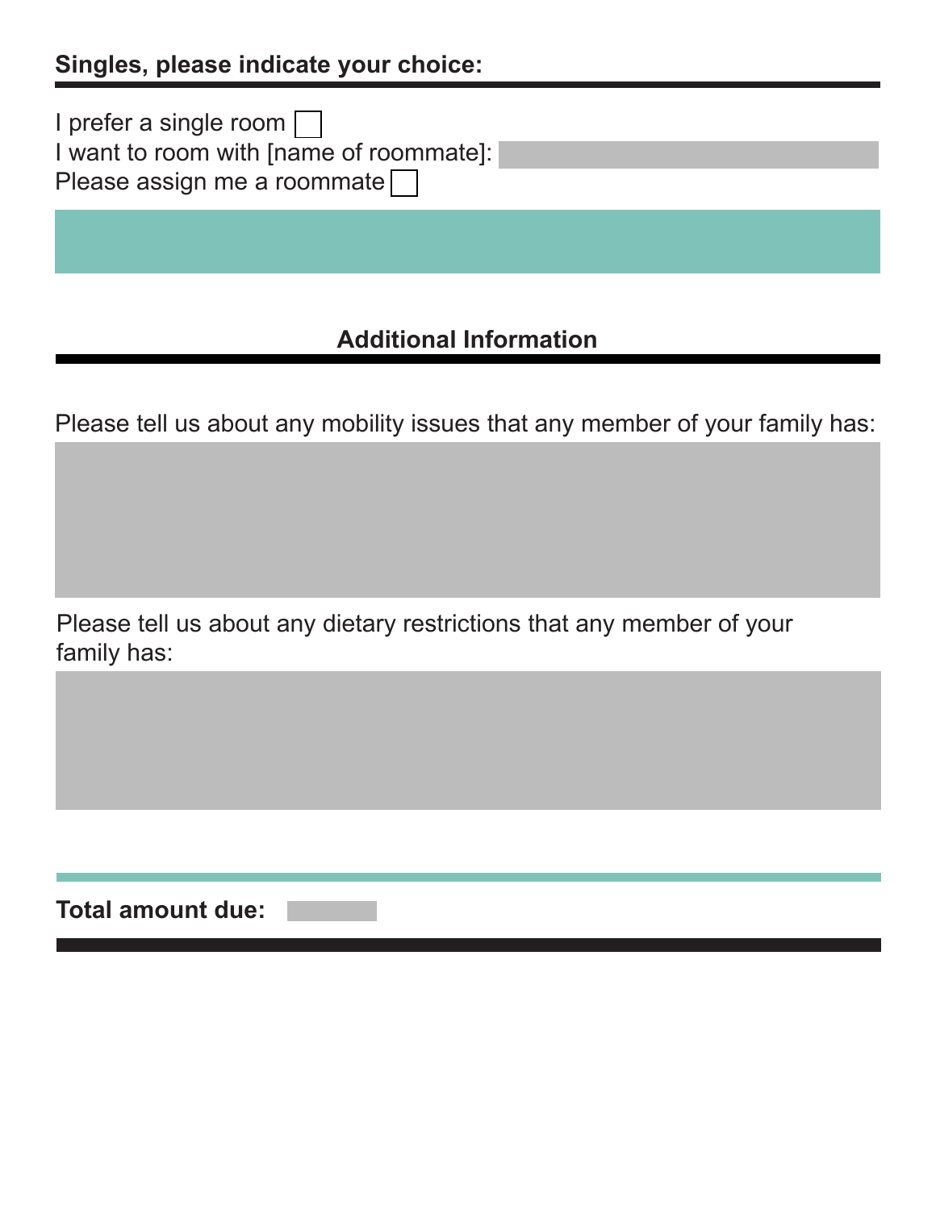**Singles, please indicate your choice:**

I prefer a single room ☐

I want to room with [name of roommate]:

Please assign me a roommate ☐

## Additional Information

Please tell us about any mobility issues that any member of your family has:

Please tell us about any dietary restrictions that any member of your family has:

**Total amount due:**